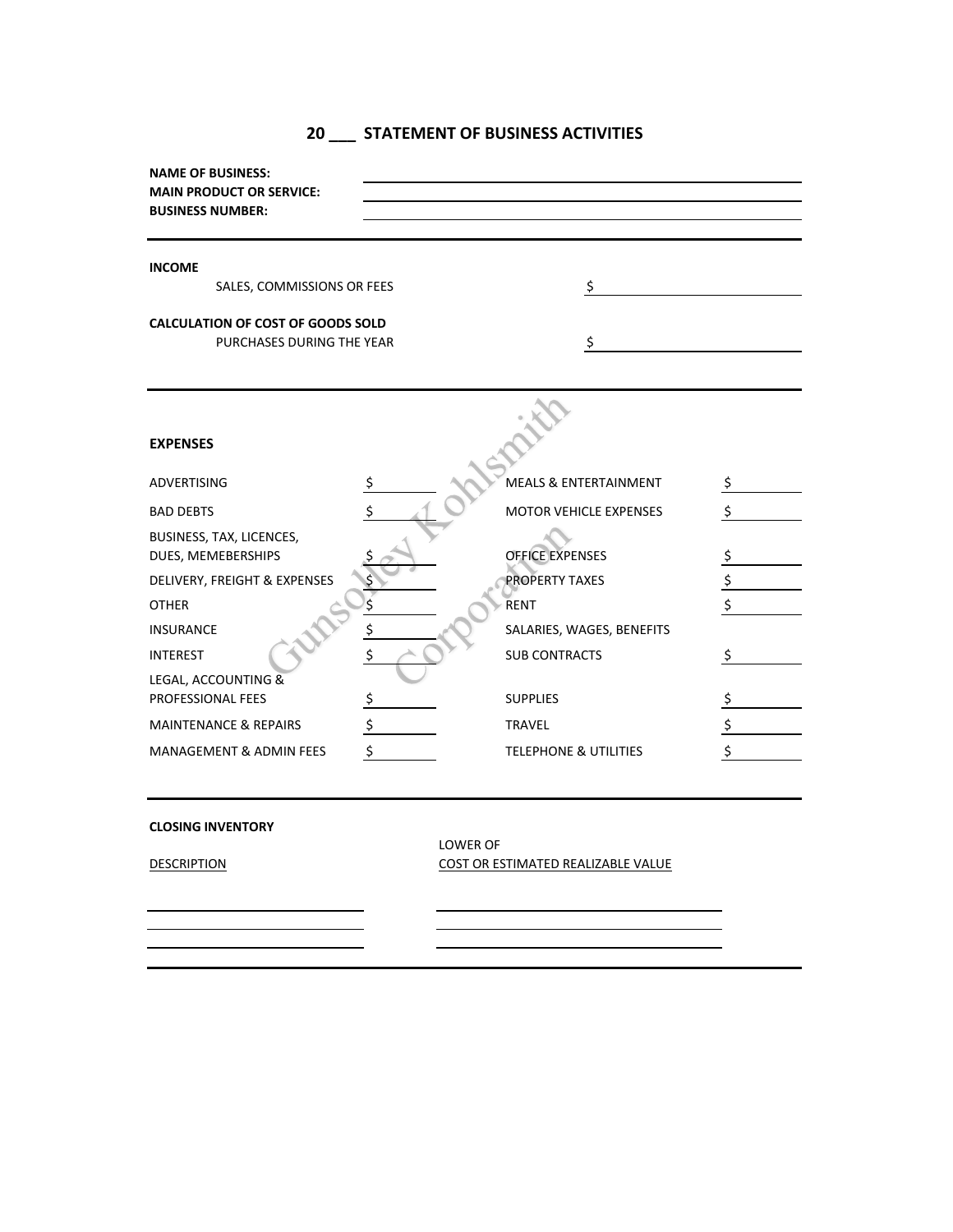## 20 ___ STATEMENT OF BUSINESS ACTIVITIES

**NAME OF BUSINESS:** ______________________________

**MAIN PRODUCT OR SERVICE:** ______________________________

**BUSINESS NUMBER:** ______________________________

---

**INCOME**

SALES, COMMISSIONS OR FEES $ ____________

**CALCULATION OF COST OF GOODS SOLD**

PURCHASES DURING THE YEAR $ ____________

---

**EXPENSES**

| | | | |
|---|---|---|---|
| ADVERTISING | $ | MEALS & ENTERTAINMENT | $ |
| BAD DEBTS | $ | MOTOR VEHICLE EXPENSES | $ |
| BUSINESS, TAX, LICENCES, DUES, MEMEBERSHIPS | $ | OFFICE EXPENSES | $ |
| DELIVERY, FREIGHT & EXPENSES | $ | PROPERTY TAXES | $ |
| OTHER | $ | RENT | $ |
| INSURANCE | $ | SALARIES, WAGES, BENEFITS | |
| INTEREST | $ | SUB CONTRACTS | $ |
| LEGAL, ACCOUNTING & PROFESSIONAL FEES | $ | SUPPLIES | $ |
| MAINTENANCE & REPAIRS | $ | TRAVEL | $ |
| MANAGEMENT & ADMIN FEES | $ | TELEPHONE & UTILITIES | $ |

---

**CLOSING INVENTORY**

| DESCRIPTION | LOWER OF COST OR ESTIMATED REALIZABLE VALUE |
|---|---|
| | |
| | |
| | |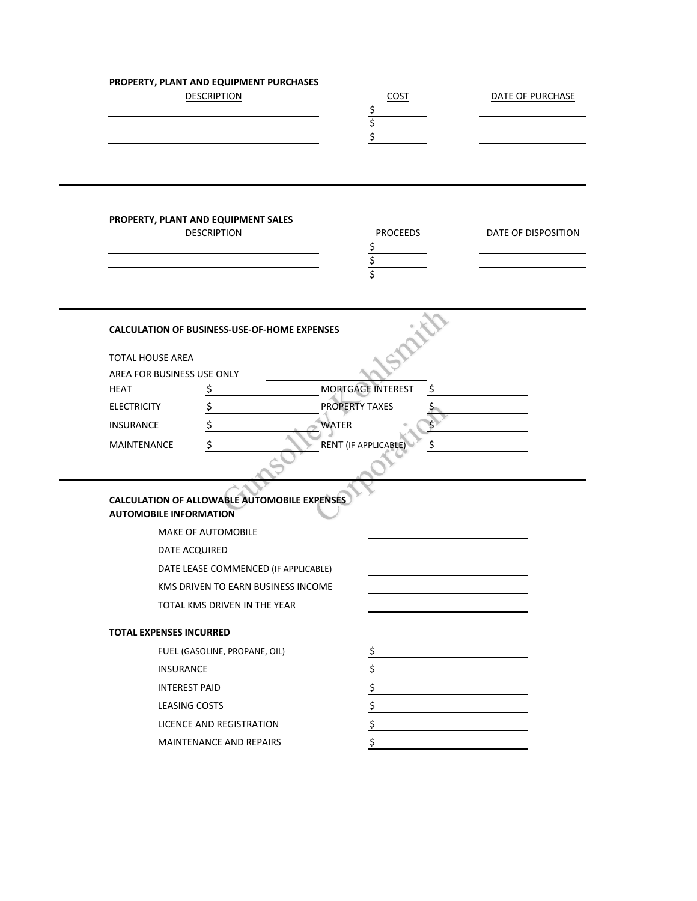**PROPERTY, PLANT AND EQUIPMENT PURCHASES**

| DESCRIPTION | COST | DATE OF PURCHASE |
| --- | --- | --- |
| | $ | |
| | $ | |
| | $ | |

---

**PROPERTY, PLANT AND EQUIPMENT SALES**

| DESCRIPTION | PROCEEDS | DATE OF DISPOSITION |
| --- | --- | --- |
| | $ | |
| | $ | |
| | $ | |

---

**CALCULATION OF BUSINESS-USE-OF-HOME EXPENSES**

TOTAL HOUSE AREA \_\_\_\_\_\_\_\_\_\_

AREA FOR BUSINESS USE ONLY \_\_\_\_\_\_\_\_\_\_

| | | | |
| --- | --- | --- | --- |
| HEAT | $ | MORTGAGE INTEREST | $ |
| ELECTRICITY | $ | PROPERTY TAXES | $ |
| INSURANCE | $ | WATER | $ |
| MAINTENANCE | $ | RENT (IF APPLICABLE) | $ |

---

**CALCULATION OF ALLOWABLE AUTOMOBILE EXPENSES**
**AUTOMOBILE INFORMATION**

| | |
| --- | --- |
| MAKE OF AUTOMOBILE | |
| DATE ACQUIRED | |
| DATE LEASE COMMENCED (IF APPLICABLE) | |
| KMS DRIVEN TO EARN BUSINESS INCOME | |
| TOTAL KMS DRIVEN IN THE YEAR | |

**TOTAL EXPENSES INCURRED**

| | |
| --- | --- |
| FUEL (GASOLINE, PROPANE, OIL) | $ |
| INSURANCE | $ |
| INTEREST PAID | $ |
| LEASING COSTS | $ |
| LICENCE AND REGISTRATION | $ |
| MAINTENANCE AND REPAIRS | $ |